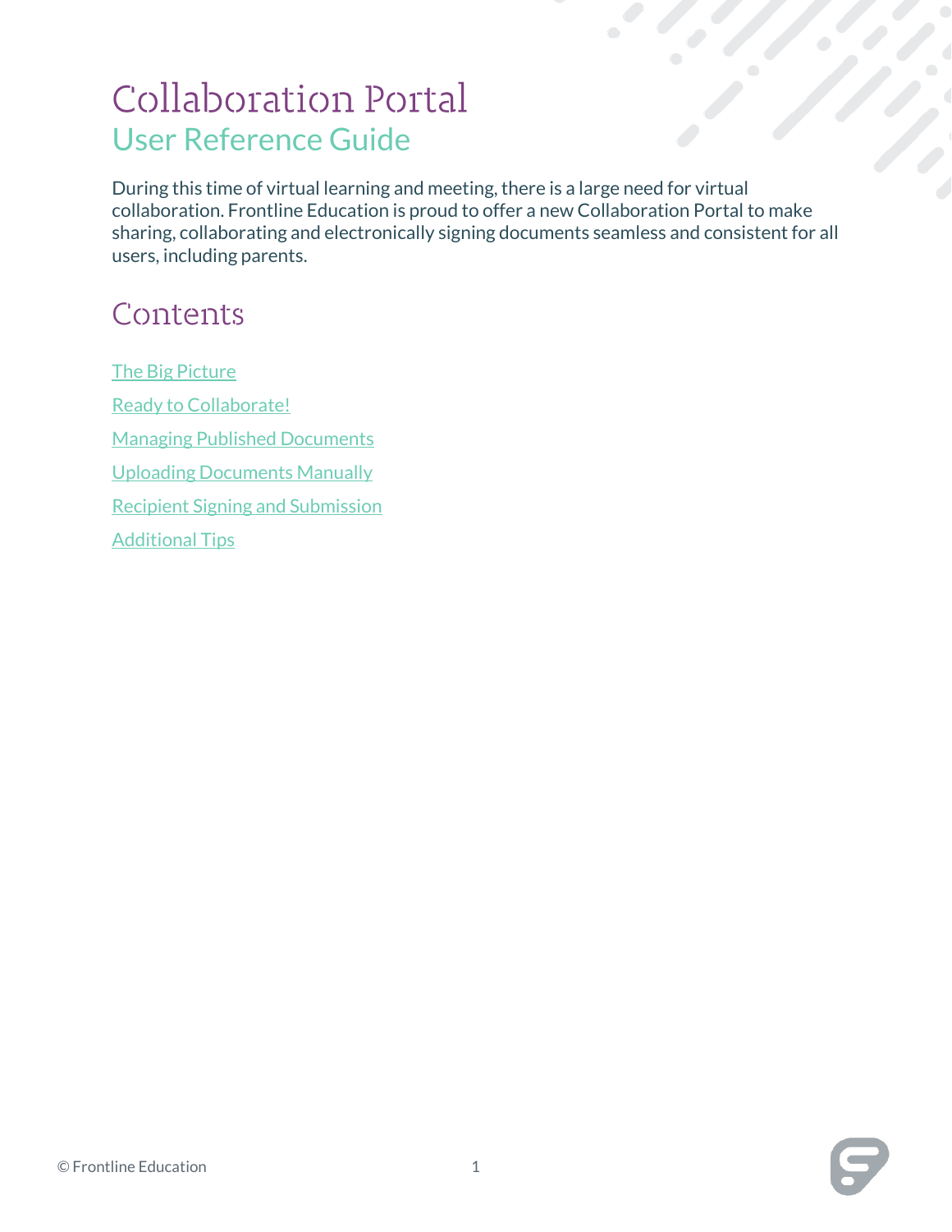# Collaboration Portal

## User Reference Guide

During this time of virtual learning and meeting, there is a large need for virtual collaboration. Frontline Education is proud to offer a new Collaboration Portal to make sharing, collaborating and electronically signing documents seamless and consistent for all users, including parents.

## Contents

The Big Picture

Ready to Collaborate!

Managing Published Documents

Uploading Documents Manually

Recipient Signing and Submission

Additional Tips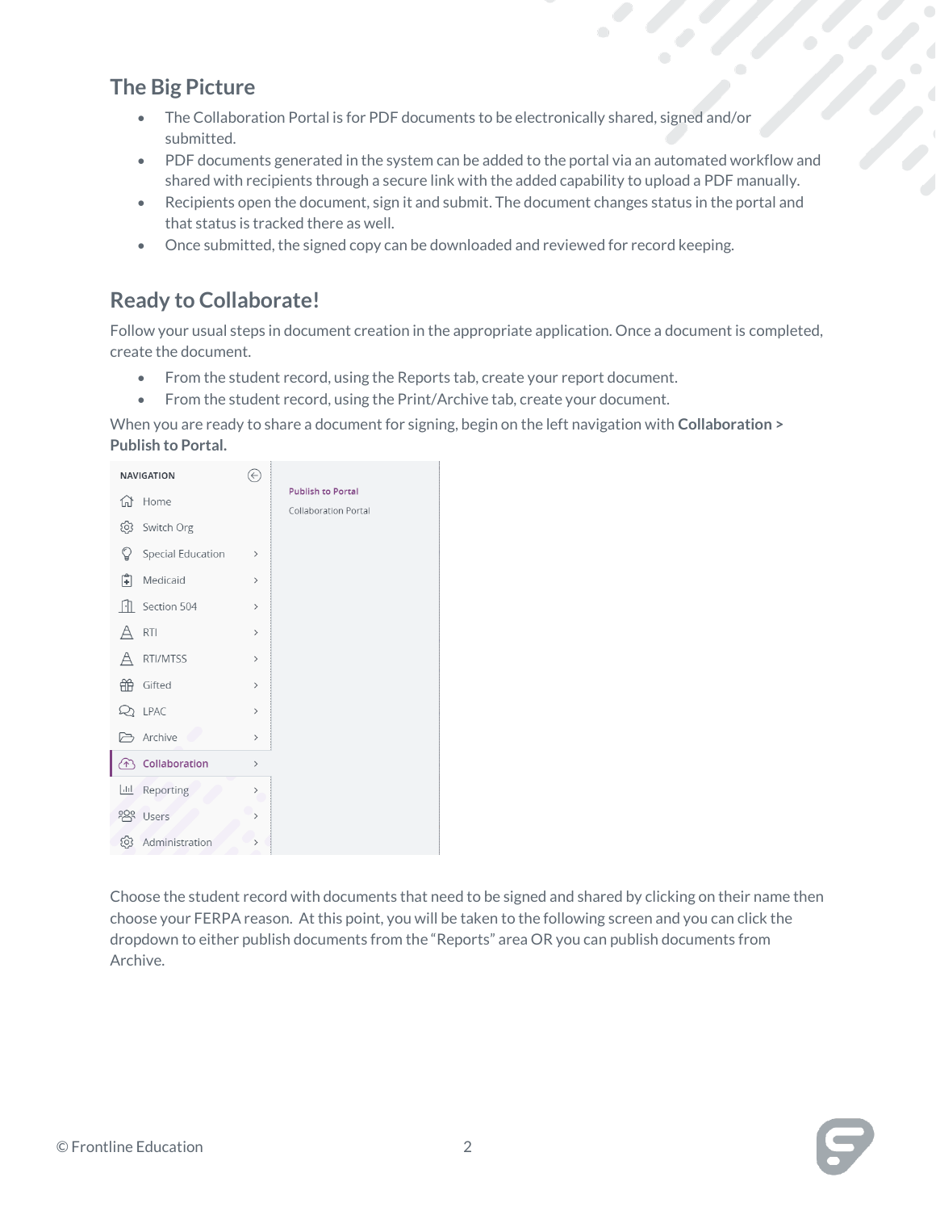## The Big Picture

- The Collaboration Portal is for PDF documents to be electronically shared, signed and/or submitted.
- PDF documents generated in the system can be added to the portal via an automated workflow and shared with recipients through a secure link with the added capability to upload a PDF manually.
- Recipients open the document, sign it and submit. The document changes status in the portal and that status is tracked there as well.
- Once submitted, the signed copy can be downloaded and reviewed for record keeping.

## Ready to Collaborate!

Follow your usual steps in document creation in the appropriate application. Once a document is completed, create the document.

- From the student record, using the Reports tab, create your report document.
- From the student record, using the Print/Archive tab, create your document.

When you are ready to share a document for signing, begin on the left navigation with **Collaboration > Publish to Portal.**

Choose the student record with documents that need to be signed and shared by clicking on their name then choose your FERPA reason. At this point, you will be taken to the following screen and you can click the dropdown to either publish documents from the "Reports" area OR you can publish documents from Archive.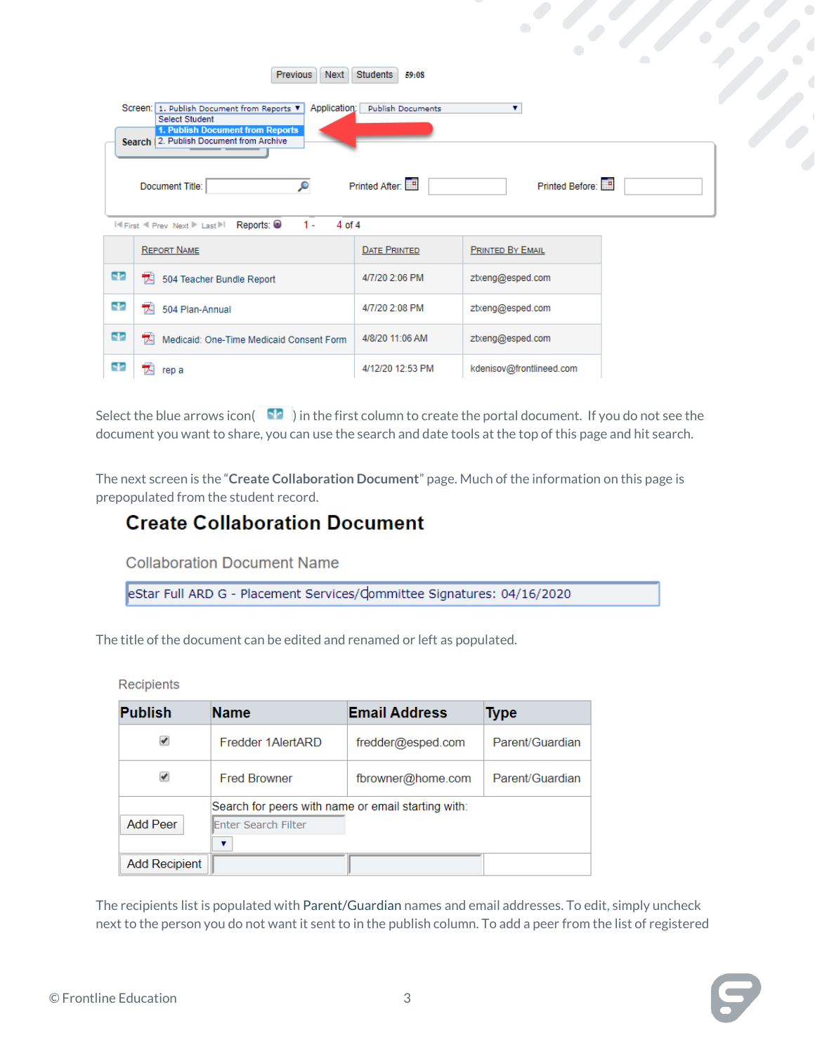Previous | Next | Students 59:08

Screen: 1. Publish Document from Reports ▼ Application: Publish Documents ▼

Select Student
1. Publish Document from Reports
2. Publish Document from Archive

Search

Document Title: Printed After: Printed Before:

First Prev Next Last Reports: 1 - 4 of 4

| | Report Name | Date Printed | Printed By Email |
|---|---|---|---|
| | 504 Teacher Bundle Report | 4/7/20 2:06 PM | ztxeng@esped.com |
| | 504 Plan-Annual | 4/7/20 2:08 PM | ztxeng@esped.com |
| | Medicaid: One-Time Medicaid Consent Form | 4/8/20 11:06 AM | ztxeng@esped.com |
| | rep a | 4/12/20 12:53 PM | kdenisov@frontlineed.com |

Select the blue arrows icon( ) in the first column to create the portal document. If you do not see the document you want to share, you can use the search and date tools at the top of this page and hit search.

The next screen is the "**Create Collaboration Document**" page. Much of the information on this page is prepopulated from the student record.

## Create Collaboration Document

Collaboration Document Name

eStar Full ARD G - Placement Services/Committee Signatures: 04/16/2020

The title of the document can be edited and renamed or left as populated.

Recipients

| Publish | Name | Email Address | Type |
|---|---|---|---|
| ✔ | Fredder 1AlertARD | fredder@esped.com | Parent/Guardian |
| ✔ | Fred Browner | fbrowner@home.com | Parent/Guardian |
| Add Peer | Search for peers with name or email starting with: Enter Search Filter ▼ | | |
| Add Recipient | | | |

The recipients list is populated with Parent/Guardian names and email addresses. To edit, simply uncheck next to the person you do not want it sent to in the publish column. To add a peer from the list of registered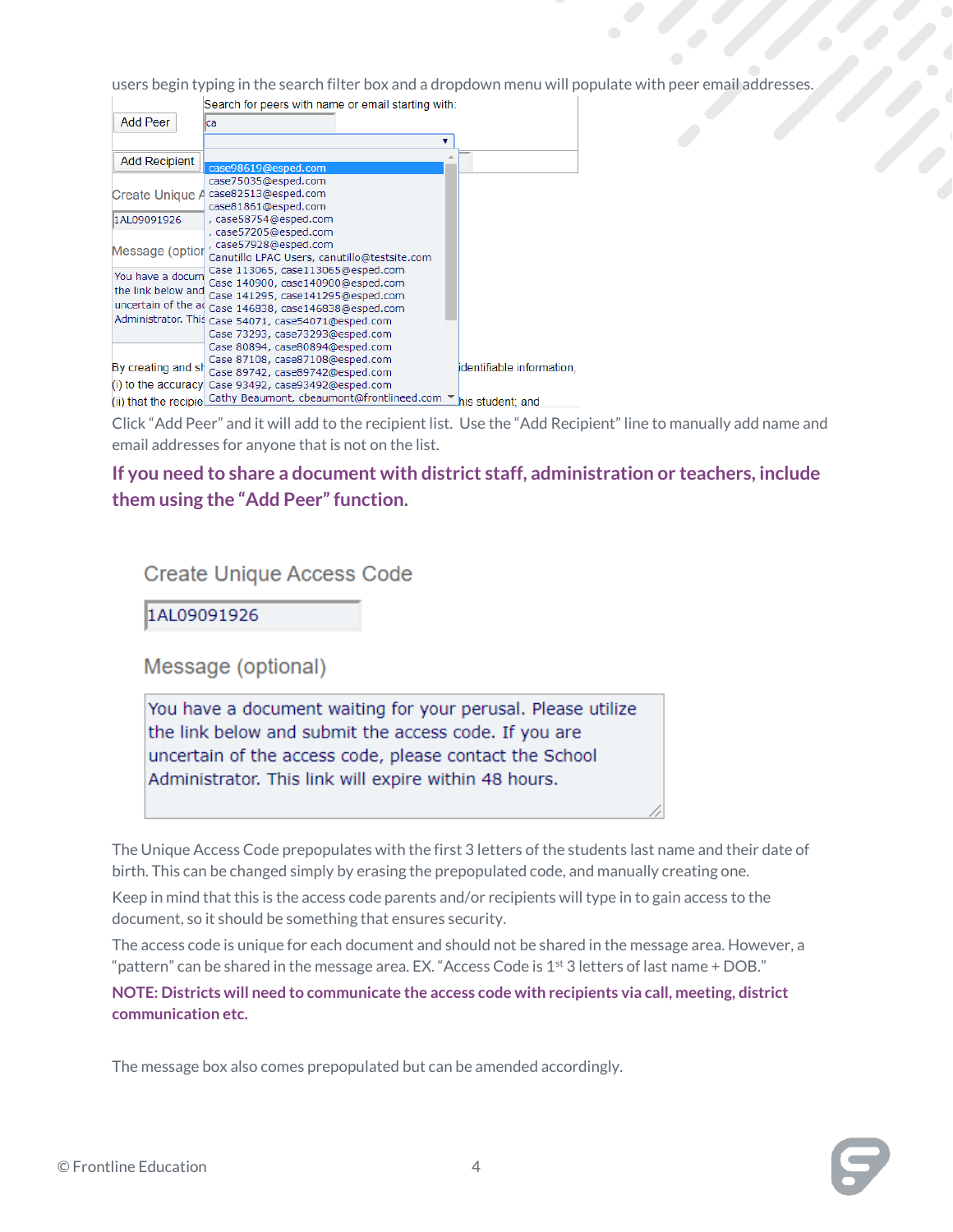users begin typing in the search filter box and a dropdown menu will populate with peer email addresses.

Search for peers with name or email starting with:

ca

Add Peer

Add Recipient

case98619@esped.com
case75035@esped.com
case82513@esped.com
case81861@esped.com
, case58754@esped.com
, case57205@esped.com
, case57928@esped.com
Canutillo LPAC Users, canutillo@testsite.com
Case 113065, case113065@esped.com
Case 140900, case140900@esped.com
Case 141295, case141295@esped.com
Case 146838, case146838@esped.com
Case 54071, case54071@esped.com
Case 73293, case73293@esped.com
Case 80894, case80894@esped.com
Case 87108, case87108@esped.com
Case 89742, case89742@esped.com
Case 93492, case93492@esped.com
Cathy Beaumont, cbeaumont@frontlineed.com

Click "Add Peer" and it will add to the recipient list. Use the "Add Recipient" line to manually add name and email addresses for anyone that is not on the list.

**If you need to share a document with district staff, administration or teachers, include them using the "Add Peer" function.**

Create Unique Access Code

1AL09091926

Message (optional)

You have a document waiting for your perusal. Please utilize the link below and submit the access code. If you are uncertain of the access code, please contact the School Administrator. This link will expire within 48 hours.

The Unique Access Code prepopulates with the first 3 letters of the students last name and their date of birth. This can be changed simply by erasing the prepopulated code, and manually creating one.

Keep in mind that this is the access code parents and/or recipients will type in to gain access to the document, so it should be something that ensures security.

The access code is unique for each document and should not be shared in the message area. However, a "pattern" can be shared in the message area. EX. "Access Code is 1st 3 letters of last name + DOB."

**NOTE: Districts will need to communicate the access code with recipients via call, meeting, district communication etc.**

The message box also comes prepopulated but can be amended accordingly.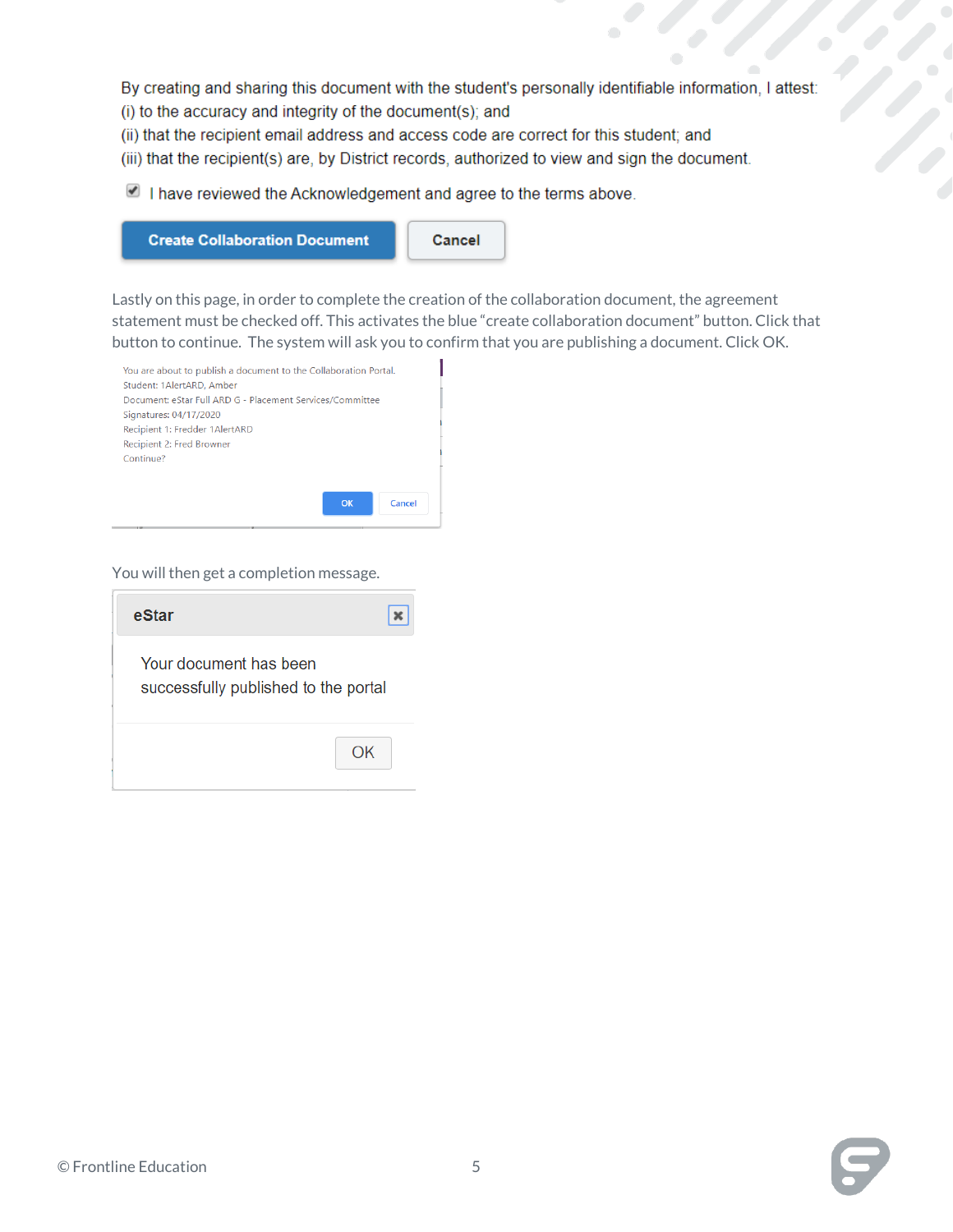By creating and sharing this document with the student's personally identifiable information, I attest:
(i) to the accuracy and integrity of the document(s); and
(ii) that the recipient email address and access code are correct for this student; and
(iii) that the recipient(s) are, by District records, authorized to view and sign the document.

☑ I have reviewed the Acknowledgement and agree to the terms above.

**Create Collaboration Document** | **Cancel**

Lastly on this page, in order to complete the creation of the collaboration document, the agreement statement must be checked off. This activates the blue "create collaboration document" button. Click that button to continue. The system will ask you to confirm that you are publishing a document. Click OK.

You are about to publish a document to the Collaboration Portal.
Student: 1AlertARD, Amber
Document: eStar Full ARD G - Placement Services/Committee
Signatures: 04/17/2020
Recipient 1: Fredder 1AlertARD
Recipient 2: Fred Browner
Continue?

OK | Cancel

You will then get a completion message.

**eStar**

Your document has been successfully published to the portal

OK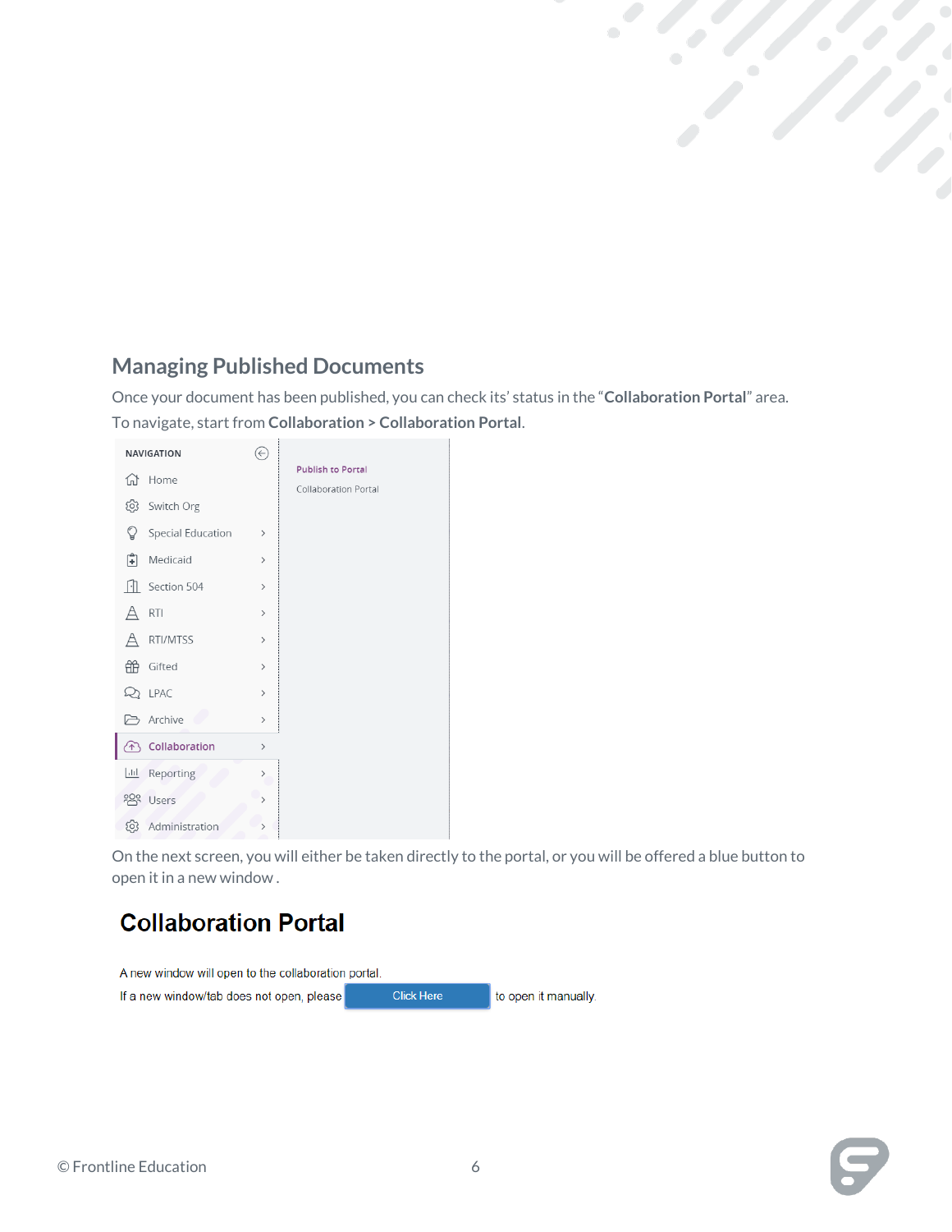## Managing Published Documents

Once your document has been published, you can check its' status in the "**Collaboration Portal**" area. To navigate, start from **Collaboration > Collaboration Portal**.

NAVIGATION

- Home
- Switch Org
- Special Education
- Medicaid
- Section 504
- RTI
- RTI/MTSS
- Gifted
- LPAC
- Archive
- Collaboration
- Reporting
- Users
- Administration

Publish to Portal

Collaboration Portal

On the next screen, you will either be taken directly to the portal, or you will be offered a blue button to open it in a new window .

# Collaboration Portal

A new window will open to the collaboration portal.

If a new window/tab does not open, please Click Here to open it manually.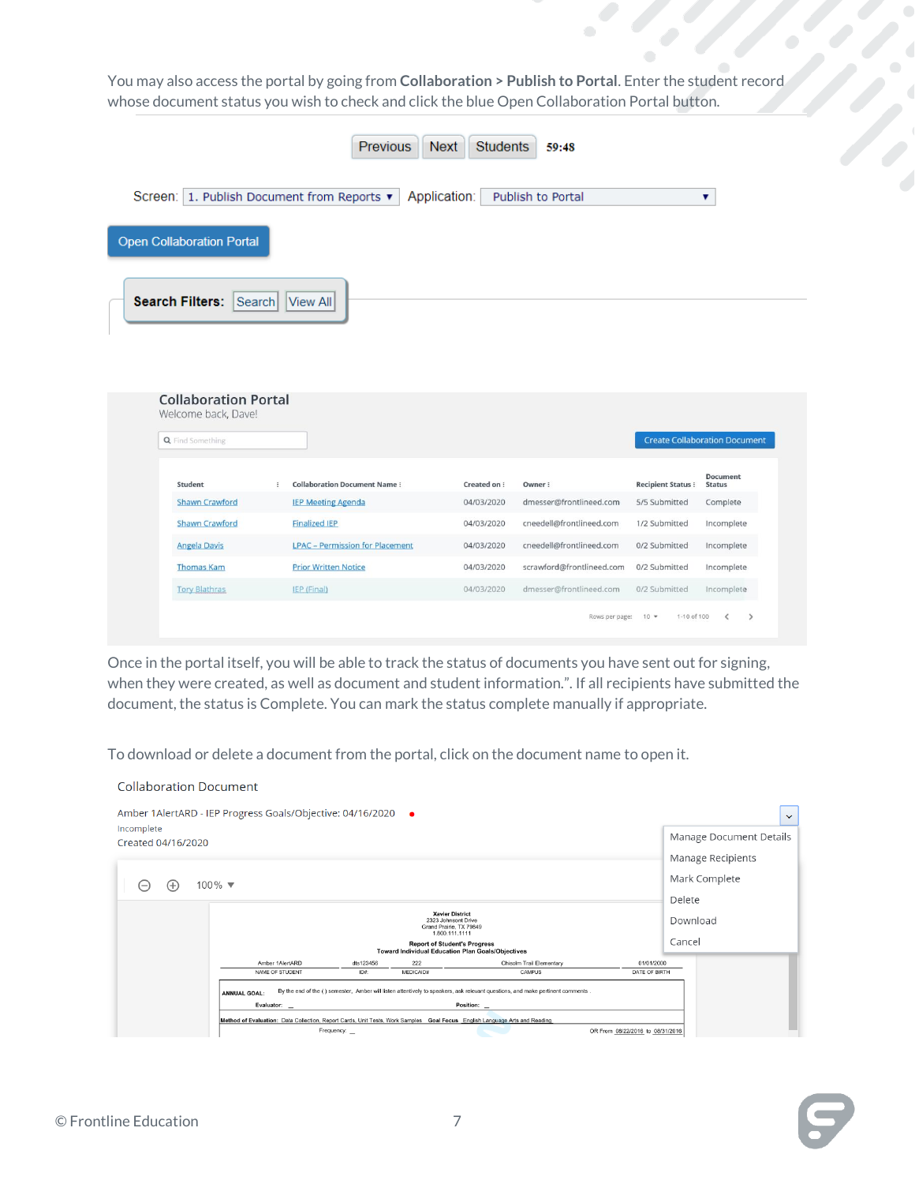You may also access the portal by going from **Collaboration > Publish to Portal**. Enter the student record whose document status you wish to check and click the blue Open Collaboration Portal button.

Previous | Next | Students 59:48

Screen: 1. Publish Document from Reports ▾ Application: Publish to Portal ▾

Open Collaboration Portal

**Search Filters:** Search | View All

**Collaboration Portal**
Welcome back, Dave!

Find Something | Create Collaboration Document

| Student | Collaboration Document Name | Created on | Owner | Recipient Status | Document Status |
|---|---|---|---|---|---|
| Shawn Crawford | IEP Meeting Agenda | 04/03/2020 | dmesser@frontlineed.com | 5/5 Submitted | Complete |
| Shawn Crawford | Finalized IEP | 04/03/2020 | cneedell@frontlineed.com | 1/2 Submitted | Incomplete |
| Angela Davis | LPAC – Permission for Placement | 04/03/2020 | cneedell@frontlineed.com | 0/2 Submitted | Incomplete |
| Thomas Kam | Prior Written Notice | 04/03/2020 | scrawford@frontlineed.com | 0/2 Submitted | Incomplete |
| Tory Blathras | IEP (Final) | 04/03/2020 | dmesser@frontlineed.com | 0/2 Submitted | Incomplete |

Rows per page: 10 ▾ 1-10 of 100

Once in the portal itself, you will be able to track the status of documents you have sent out for signing, when they were created, as well as document and student information.". If all recipients have submitted the document, the status is Complete. You can mark the status complete manually if appropriate.

To download or delete a document from the portal, click on the document name to open it.

Collaboration Document

Amber 1AlertARD - IEP Progress Goals/Objective: 04/16/2020
Incomplete
Created 04/16/2020

- Manage Document Details
- Manage Recipients
- Mark Complete
- Delete
- Download
- Cancel

100% ▾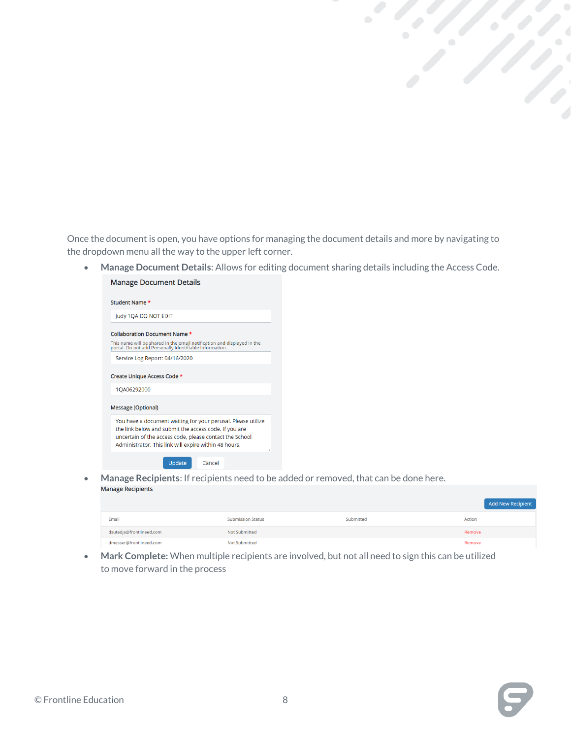Once the document is open, you have options for managing the document details and more by navigating to the dropdown menu all the way to the upper left corner.

- **Manage Document Details**: Allows for editing document sharing details including the Access Code.

  Manage Document Details

  Student Name *

  Judy 1QA DO NOT EDIT

  Collaboration Document Name *

  This name will be shared in the email notification and displayed in the portal. Do not add Personally Identifiable Information.

  Service Log Report: 04/16/2020

  Create Unique Access Code *

  1QA06292000

  Message (Optional)

  You have a document waiting for your perusal. Please utilize the link below and submit the access code. If you are uncertain of the access code, please contact the School Administrator. This link will expire within 48 hours.

  Update Cancel

- **Manage Recipients**: If recipients need to be added or removed, that can be done here.

  Manage Recipients

  Add New Recipient

  | Email | Submission Status | Submitted | Action |
  |---|---|---|---|
  | dsutedja@frontlineed.com | Not Submitted | | Remove |
  | dmesser@frontlineed.com | Not Submitted | | Remove |

- **Mark Complete:** When multiple recipients are involved, but not all need to sign this can be utilized to move forward in the process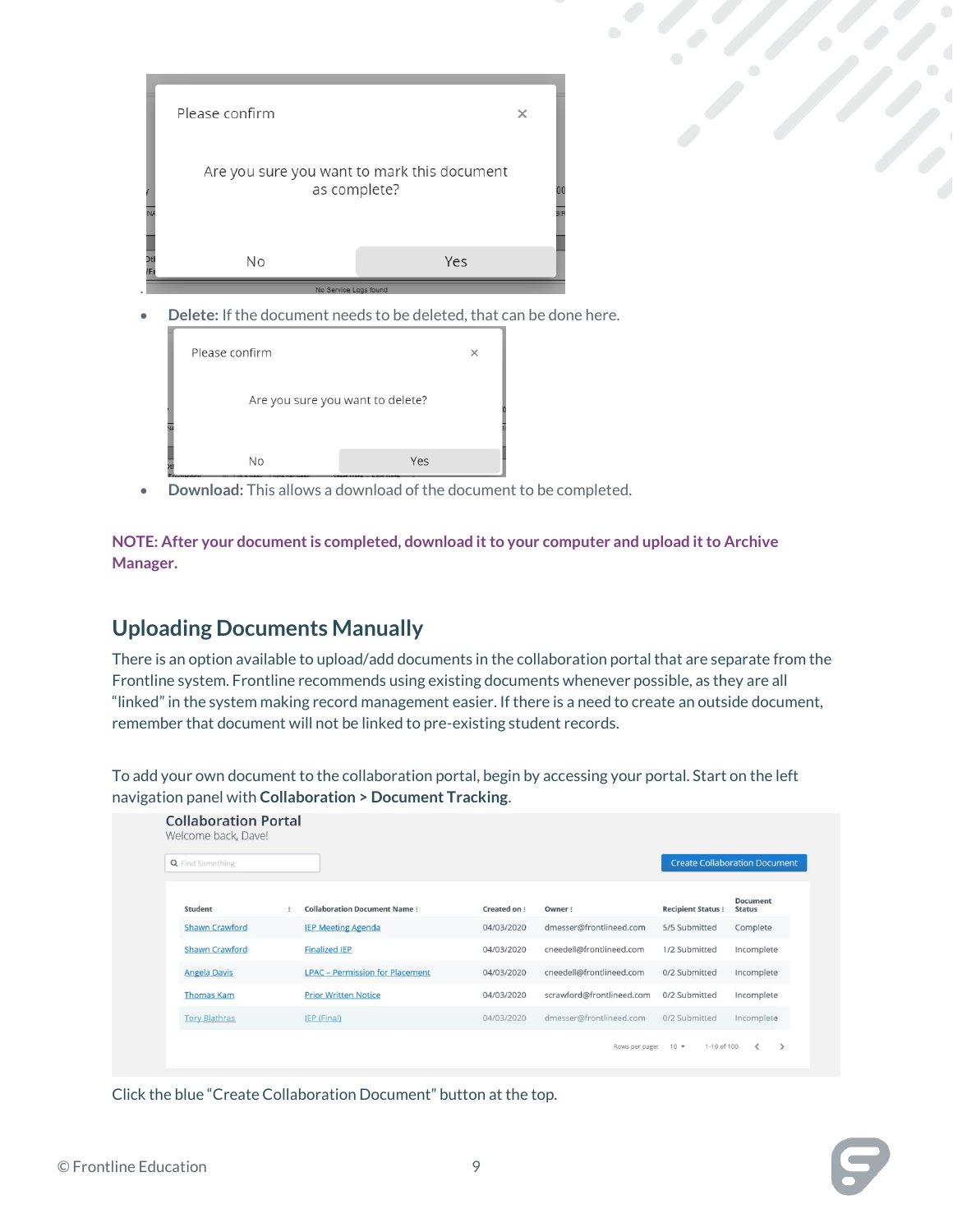- **Delete:** If the document needs to be deleted, that can be done here.
- **Download:** This allows a download of the document to be completed.

**NOTE: After your document is completed, download it to your computer and upload it to Archive Manager.**

## Uploading Documents Manually

There is an option available to upload/add documents in the collaboration portal that are separate from the Frontline system. Frontline recommends using existing documents whenever possible, as they are all "linked" in the system making record management easier. If there is a need to create an outside document, remember that document will not be linked to pre-existing student records.

To add your own document to the collaboration portal, begin by accessing your portal. Start on the left navigation panel with **Collaboration > Document Tracking**.

Click the blue "Create Collaboration Document" button at the top.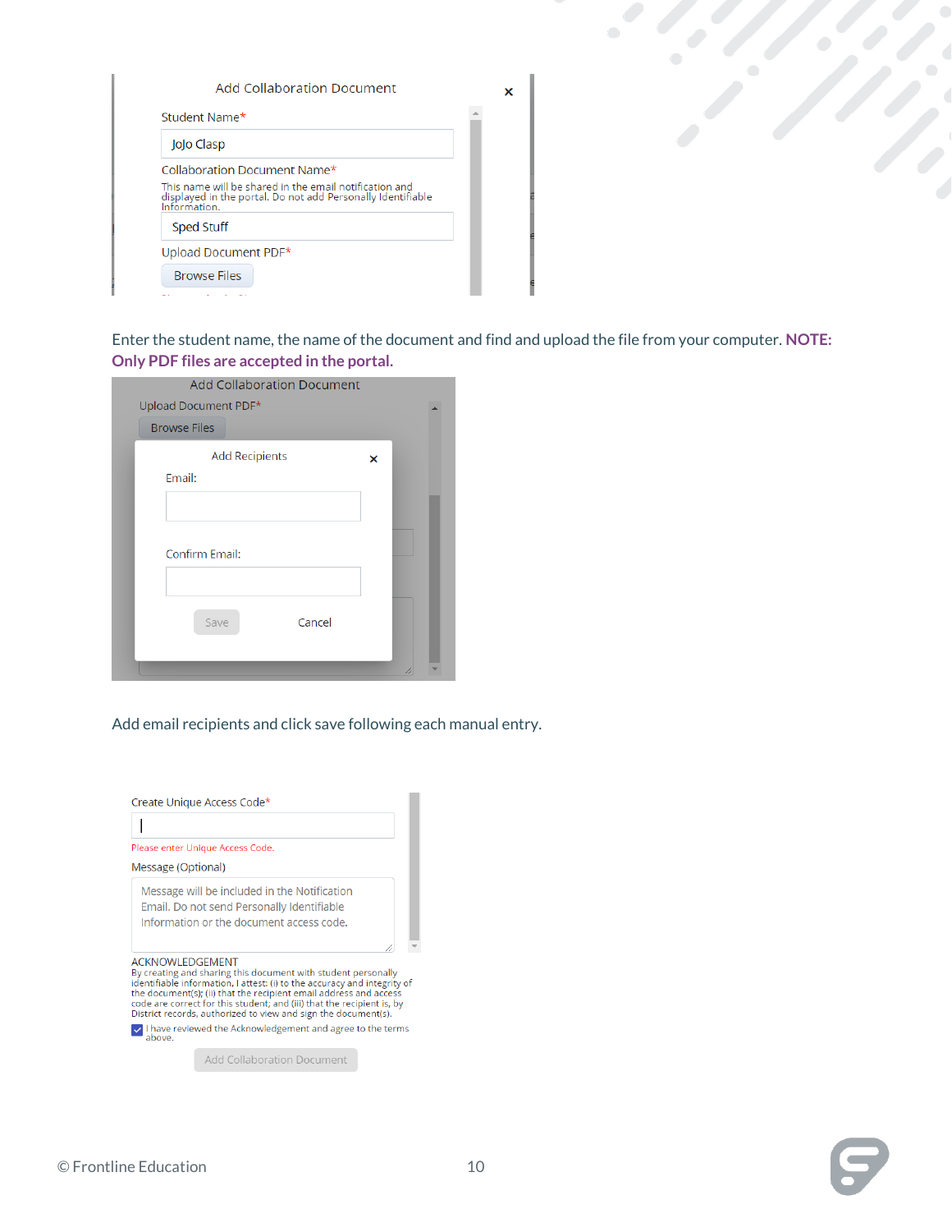Add Collaboration Document

Student Name*

JoJo Clasp

Collaboration Document Name*

This name will be shared in the email notification and displayed in the portal. Do not add Personally Identifiable Information.

Sped Stuff

Upload Document PDF*

Browse Files

Enter the student name, the name of the document and find and upload the file from your computer. **NOTE: Only PDF files are accepted in the portal.**

Add Collaboration Document

Upload Document PDF*

Browse Files

Add Recipients

Email:

Confirm Email:

Save Cancel

Add email recipients and click save following each manual entry.

Create Unique Access Code*

Please enter Unique Access Code.

Message (Optional)

Message will be included in the Notification Email. Do not send Personally Identifiable Information or the document access code.

ACKNOWLEDGEMENT

By creating and sharing this document with student personally identifiable information, I attest: (i) to the accuracy and integrity of the document(s); (ii) that the recipient email address and access code are correct for this student; and (iii) that the recipient is, by District records, authorized to view and sign the document(s).

I have reviewed the Acknowledgement and agree to the terms above.

Add Collaboration Document

© Frontline Education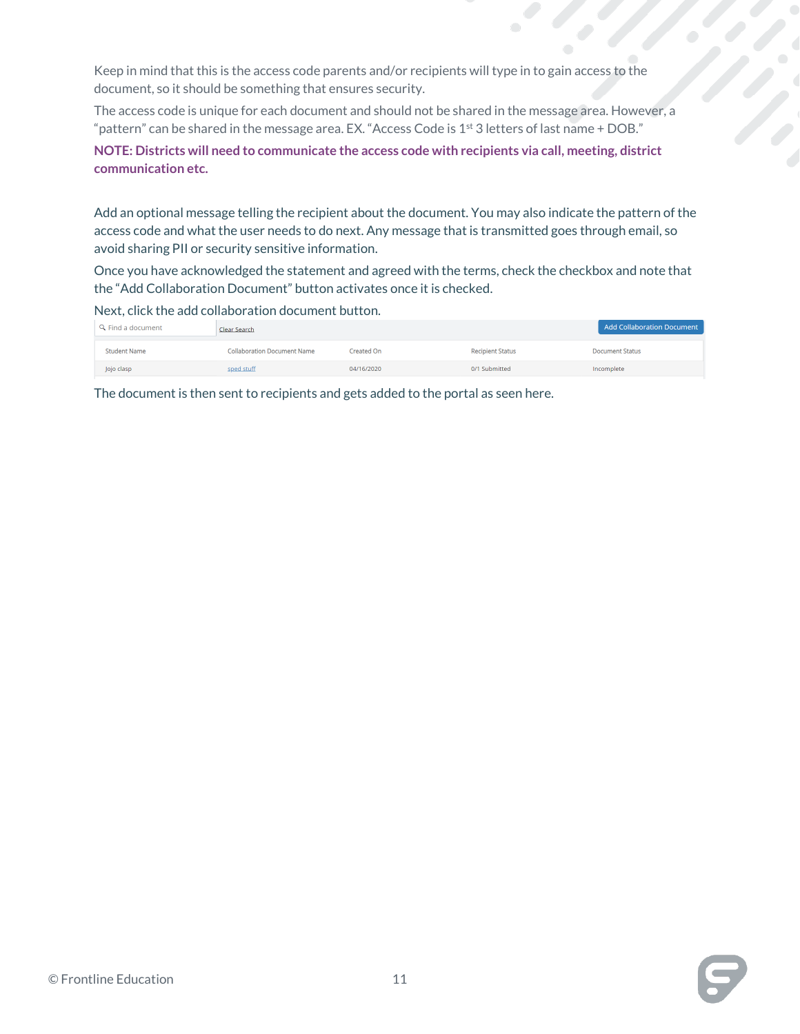Keep in mind that this is the access code parents and/or recipients will type in to gain access to the document, so it should be something that ensures security.

The access code is unique for each document and should not be shared in the message area. However, a "pattern" can be shared in the message area. EX. "Access Code is 1st 3 letters of last name + DOB."

**NOTE: Districts will need to communicate the access code with recipients via call, meeting, district communication etc.**

Add an optional message telling the recipient about the document. You may also indicate the pattern of the access code and what the user needs to do next. Any message that is transmitted goes through email, so avoid sharing PII or security sensitive information.

Once you have acknowledged the statement and agreed with the terms, check the checkbox and note that the "Add Collaboration Document" button activates once it is checked.

Next, click the add collaboration document button.

Find a document | Clear Search | Add Collaboration Document

| Student Name | Collaboration Document Name | Created On | Recipient Status | Document Status |
|---|---|---|---|---|
| Jojo clasp | sped stuff | 04/16/2020 | 0/1 Submitted | Incomplete |

The document is then sent to recipients and gets added to the portal as seen here.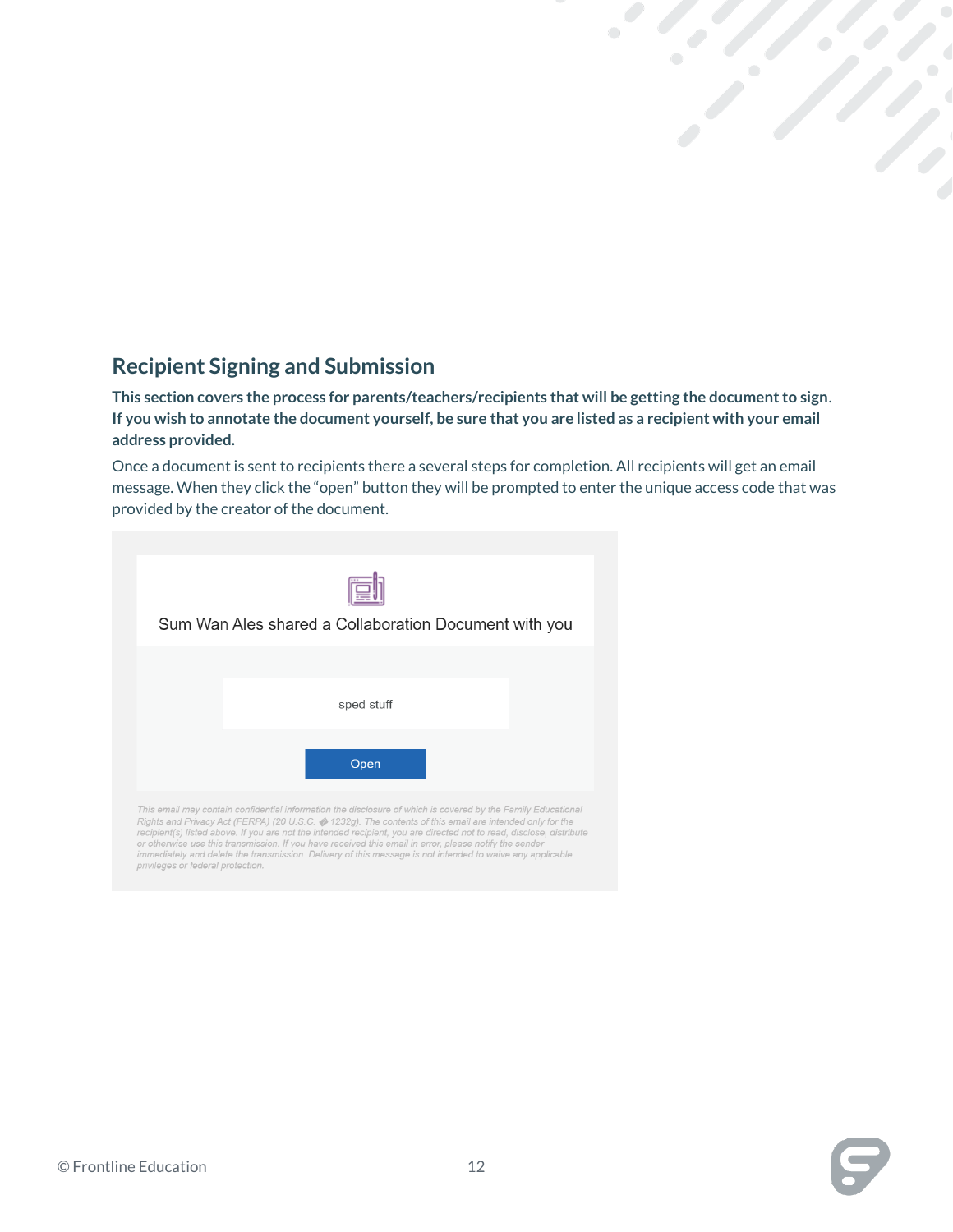## Recipient Signing and Submission

**This section covers the process for parents/teachers/recipients that will be getting the document to sign. If you wish to annotate the document yourself, be sure that you are listed as a recipient with your email address provided.**

Once a document is sent to recipients there a several steps for completion. All recipients will get an email message. When they click the "open" button they will be prompted to enter the unique access code that was provided by the creator of the document.

Sum Wan Ales shared a Collaboration Document with you

sped stuff

Open

*This email may contain confidential information the disclosure of which is covered by the Family Educational Rights and Privacy Act (FERPA) (20 U.S.C. � 1232g). The contents of this email are intended only for the recipient(s) listed above. If you are not the intended recipient, you are directed not to read, disclose, distribute or otherwise use this transmission. If you have received this email in error, please notify the sender immediately and delete the transmission. Delivery of this message is not intended to waive any applicable privileges or federal protection.*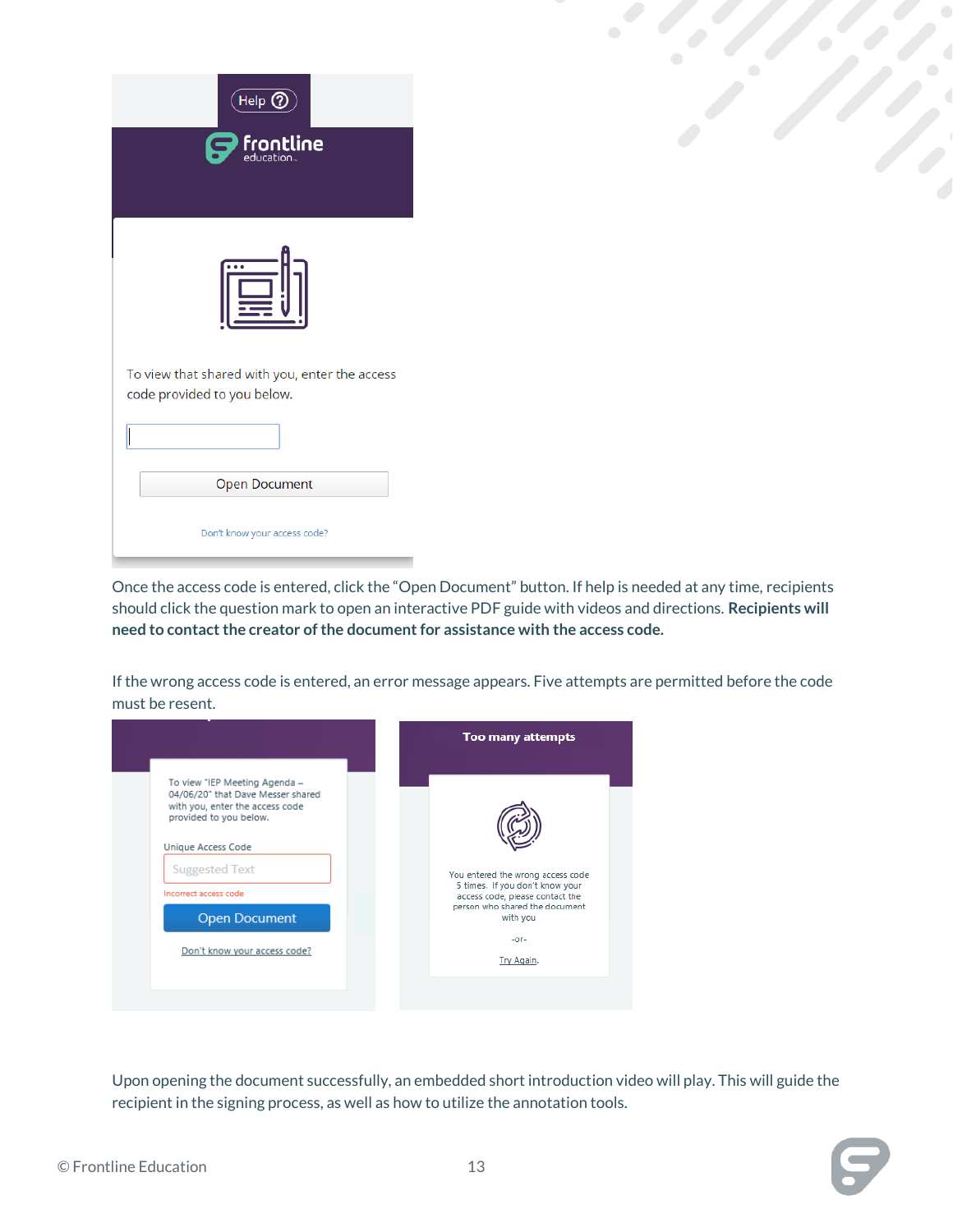Once the access code is entered, click the “Open Document” button. If help is needed at any time, recipients should click the question mark to open an interactive PDF guide with videos and directions. **Recipients will need to contact the creator of the document for assistance with the access code.**

If the wrong access code is entered, an error message appears. Five attempts are permitted before the code must be resent.

Upon opening the document successfully, an embedded short introduction video will play. This will guide the recipient in the signing process, as well as how to utilize the annotation tools.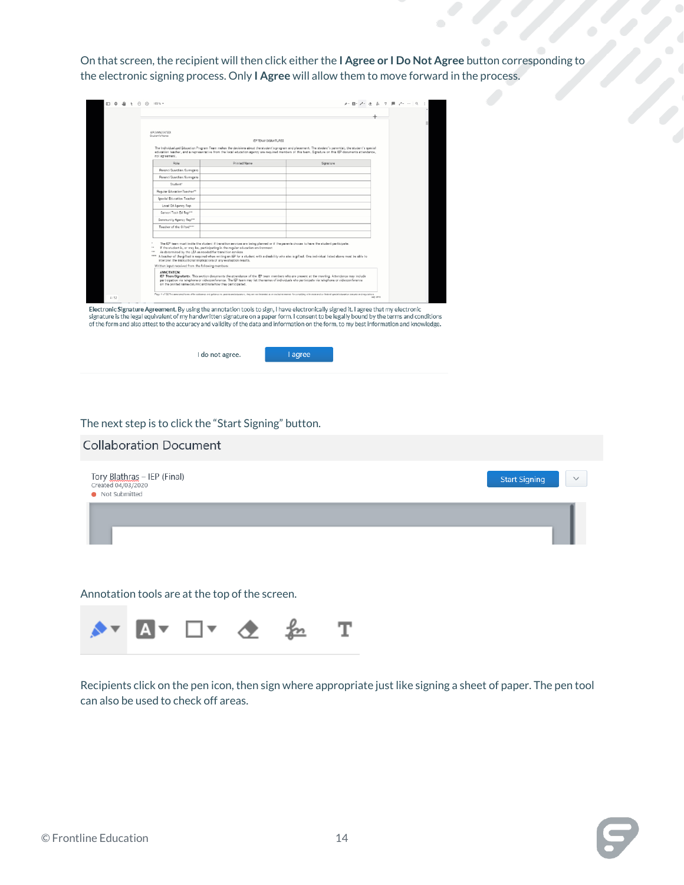On that screen, the recipient will then click either the **I Agree or I Do Not Agree** button corresponding to the electronic signing process. Only **I Agree** will allow them to move forward in the process.

**Electronic Signature Agreement.** By using the annotation tools to sign, I have electronically signed it. I agree that my electronic signature is the legal equivalent of my handwritten signature on a paper form. I consent to be legally bound by the terms and conditions of the form and also attest to the accuracy and validity of the data and information on the form, to my best information and knowledge.

I do not agree. | I agree

The next step is to click the "Start Signing" button.

Collaboration Document

Tory Blathras – IEP (Final)
Created 04/03/2020
Not Submitted

Start Signing

Annotation tools are at the top of the screen.

Recipients click on the pen icon, then sign where appropriate just like signing a sheet of paper. The pen tool can also be used to check off areas.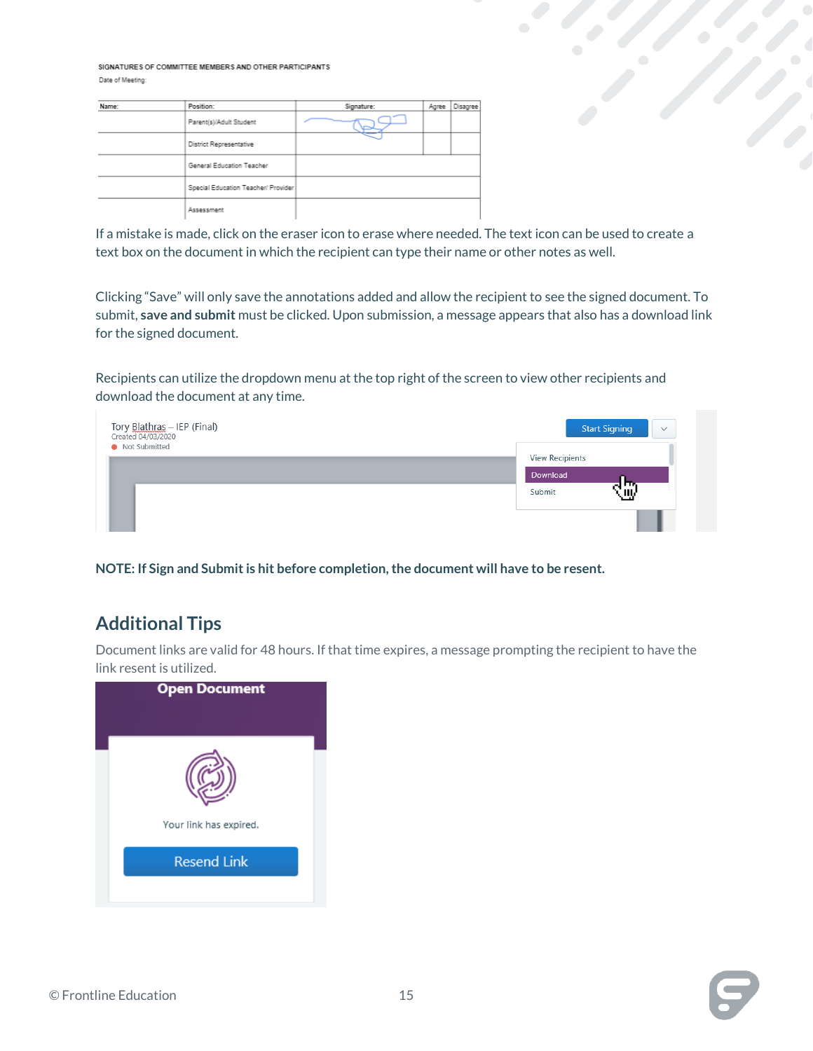SIGNATURES OF COMMITTEE MEMBERS AND OTHER PARTICIPANTS

Date of Meeting:

| Name: | Position: | Signature: | Agree | Disagree |
|---|---|---|---|---|
| | Parent(s)/Adult Student | | | |
| | District Representative | | | |
| | General Education Teacher | | | |
| | Special Education Teacher/ Provider | | | |
| | Assessment | | | |

If a mistake is made, click on the eraser icon to erase where needed. The text icon can be used to create a text box on the document in which the recipient can type their name or other notes as well.

Clicking "Save" will only save the annotations added and allow the recipient to see the signed document. To submit, **save and submit** must be clicked. Upon submission, a message appears that also has a download link for the signed document.

Recipients can utilize the dropdown menu at the top right of the screen to view other recipients and download the document at any time.

Tory Blathras – IEP (Final)
Created 04/03/2020
Not Submitted

Start Signing

View Recipients
Download
Submit

**NOTE: If Sign and Submit is hit before completion, the document will have to be resent.**

## Additional Tips

Document links are valid for 48 hours. If that time expires, a message prompting the recipient to have the link resent is utilized.

Open Document

Your link has expired.

Resend Link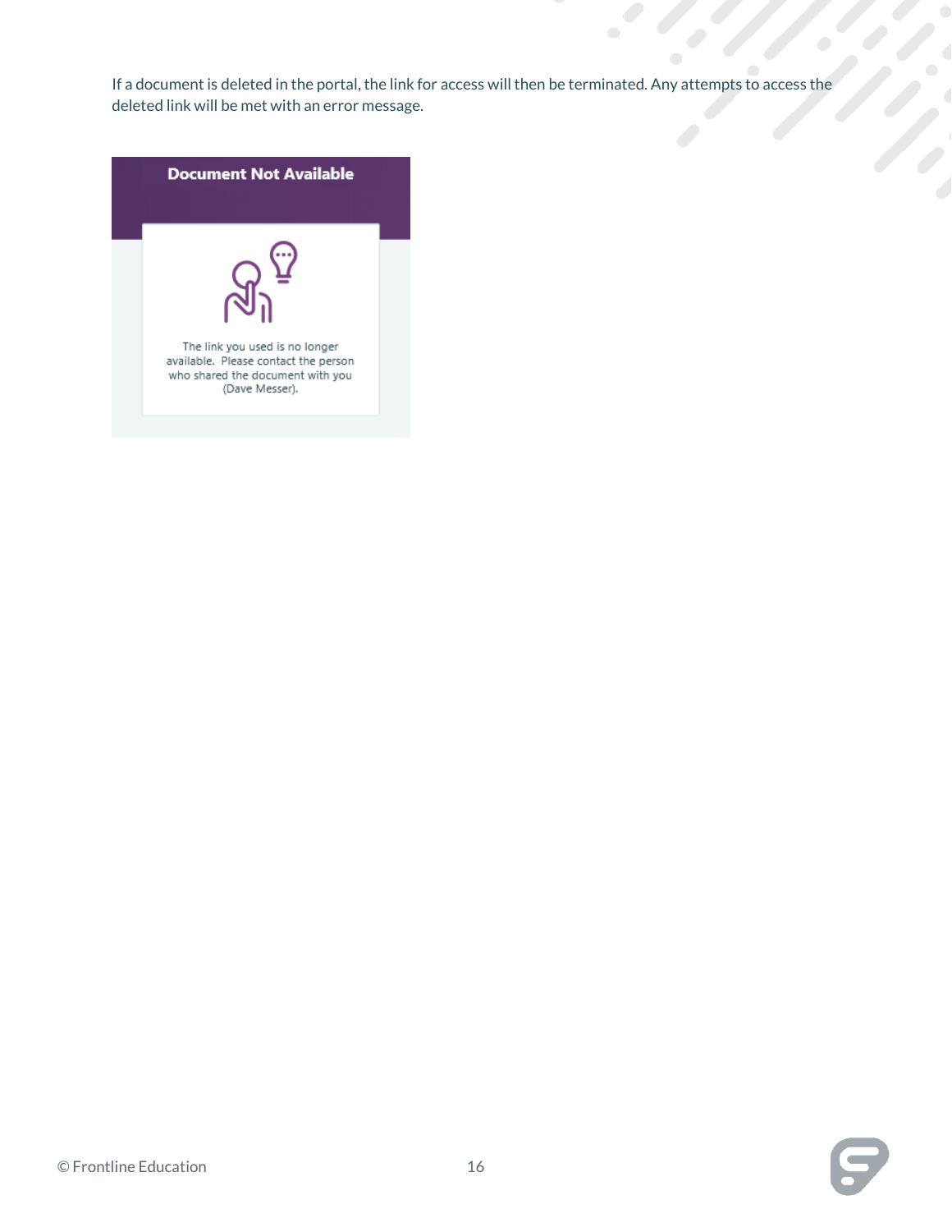If a document is deleted in the portal, the link for access will then be terminated. Any attempts to access the deleted link will be met with an error message.

**Document Not Available**

The link you used is no longer available. Please contact the person who shared the document with you (Dave Messer).